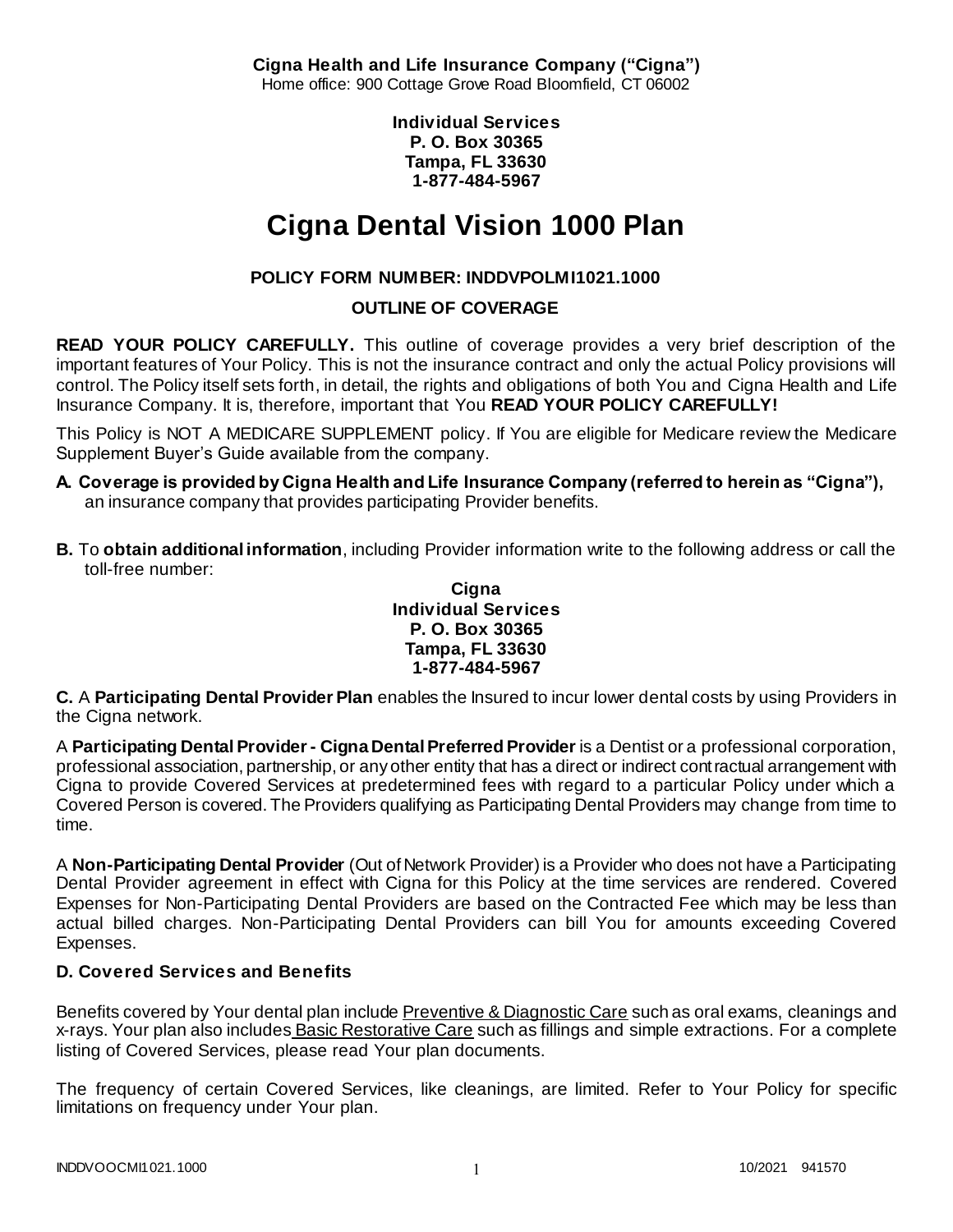**Cigna Health and Life Insurance Company ("Cigna")**
Home office: 900 Cottage Grove Road Bloomfield, CT 06002

**Individual Services**
**P. O. Box 30365**
**Tampa, FL 33630**
**1-877-484-5967**

# Cigna Dental Vision 1000 Plan

**POLICY FORM NUMBER: INDDVPOLMI1021.1000**

**OUTLINE OF COVERAGE**

**READ YOUR POLICY CAREFULLY.** This outline of coverage provides a very brief description of the important features of Your Policy. This is not the insurance contract and only the actual Policy provisions will control. The Policy itself sets forth, in detail, the rights and obligations of both You and Cigna Health and Life Insurance Company. It is, therefore, important that You **READ YOUR POLICY CAREFULLY!**

This Policy is NOT A MEDICARE SUPPLEMENT policy. If You are eligible for Medicare review the Medicare Supplement Buyer's Guide available from the company.

**A. Coverage is provided by Cigna Health and Life Insurance Company (referred to herein as "Cigna"),** an insurance company that provides participating Provider benefits.

**B.** To **obtain additional information**, including Provider information write to the following address or call the toll-free number:

**Cigna**
**Individual Services**
**P. O. Box 30365**
**Tampa, FL 33630**
**1-877-484-5967**

**C.** A **Participating Dental Provider Plan** enables the Insured to incur lower dental costs by using Providers in the Cigna network.

A **Participating Dental Provider - Cigna Dental Preferred Provider** is a Dentist or a professional corporation, professional association, partnership, or any other entity that has a direct or indirect contractual arrangement with Cigna to provide Covered Services at predetermined fees with regard to a particular Policy under which a Covered Person is covered. The Providers qualifying as Participating Dental Providers may change from time to time.

A **Non-Participating Dental Provider** (Out of Network Provider) is a Provider who does not have a Participating Dental Provider agreement in effect with Cigna for this Policy at the time services are rendered. Covered Expenses for Non-Participating Dental Providers are based on the Contracted Fee which may be less than actual billed charges. Non-Participating Dental Providers can bill You for amounts exceeding Covered Expenses.

### D. Covered Services and Benefits

Benefits covered by Your dental plan include Preventive & Diagnostic Care such as oral exams, cleanings and x-rays. Your plan also includes Basic Restorative Care such as fillings and simple extractions. For a complete listing of Covered Services, please read Your plan documents.

The frequency of certain Covered Services, like cleanings, are limited. Refer to Your Policy for specific limitations on frequency under Your plan.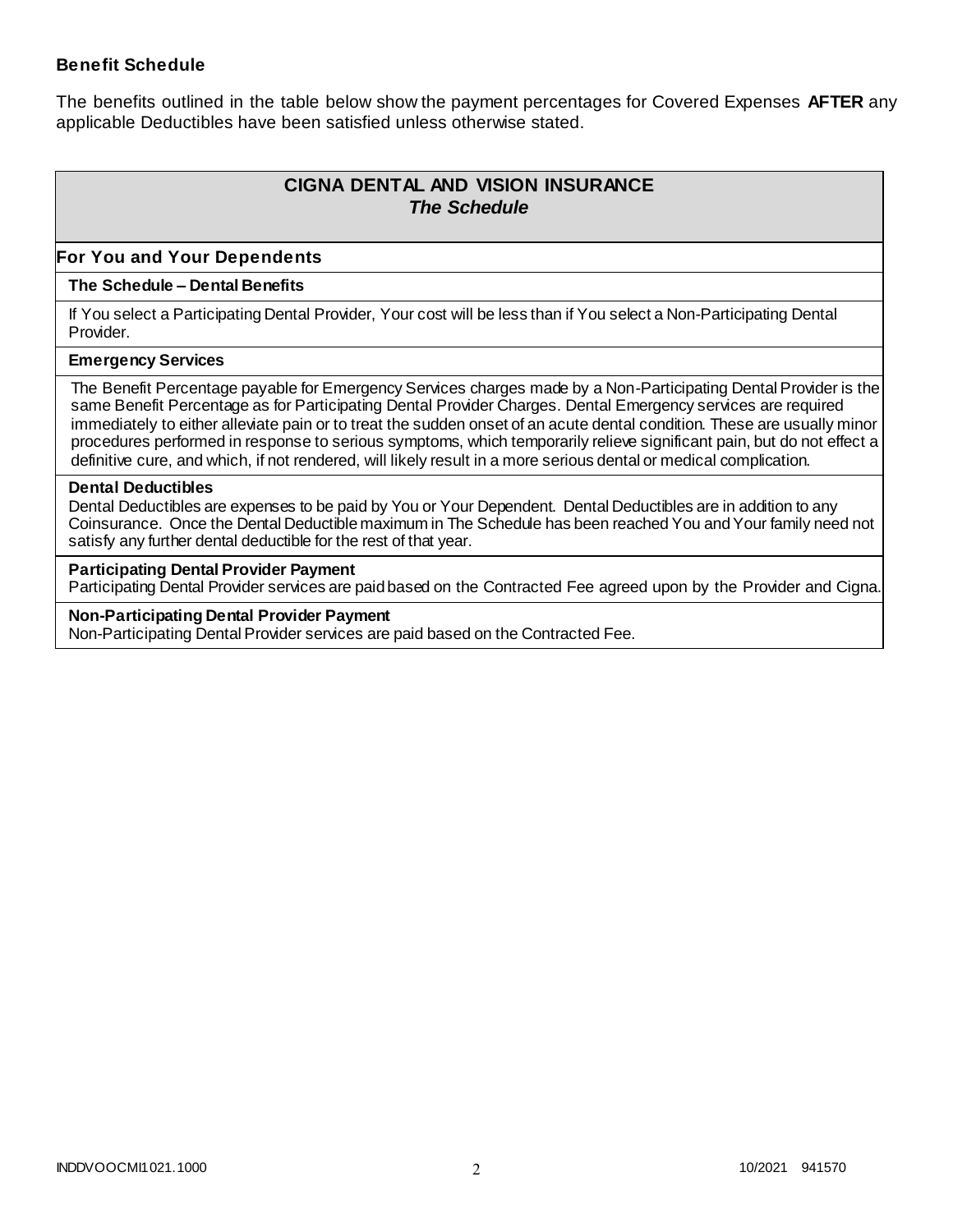### Benefit Schedule

The benefits outlined in the table below show the payment percentages for Covered Expenses **AFTER** any applicable Deductibles have been satisfied unless otherwise stated.

| **CIGNA DENTAL AND VISION INSURANCE** ***The Schedule*** |
|---|
| **For You and Your Dependents** |
| **The Schedule – Dental Benefits** |
| If You select a Participating Dental Provider, Your cost will be less than if You select a Non-Participating Dental Provider. |
| **Emergency Services** |
| The Benefit Percentage payable for Emergency Services charges made by a Non-Participating Dental Provider is the same Benefit Percentage as for Participating Dental Provider Charges. Dental Emergency services are required immediately to either alleviate pain or to treat the sudden onset of an acute dental condition. These are usually minor procedures performed in response to serious symptoms, which temporarily relieve significant pain, but do not effect a definitive cure, and which, if not rendered, will likely result in a more serious dental or medical complication. |
| **Dental Deductibles** Dental Deductibles are expenses to be paid by You or Your Dependent. Dental Deductibles are in addition to any Coinsurance. Once the Dental Deductible maximum in The Schedule has been reached You and Your family need not satisfy any further dental deductible for the rest of that year. |
| **Participating Dental Provider Payment** Participating Dental Provider services are paid based on the Contracted Fee agreed upon by the Provider and Cigna. |
| **Non-Participating Dental Provider Payment** Non-Participating Dental Provider services are paid based on the Contracted Fee. |

INDDVOOCMI1021.1000 10/2021 941570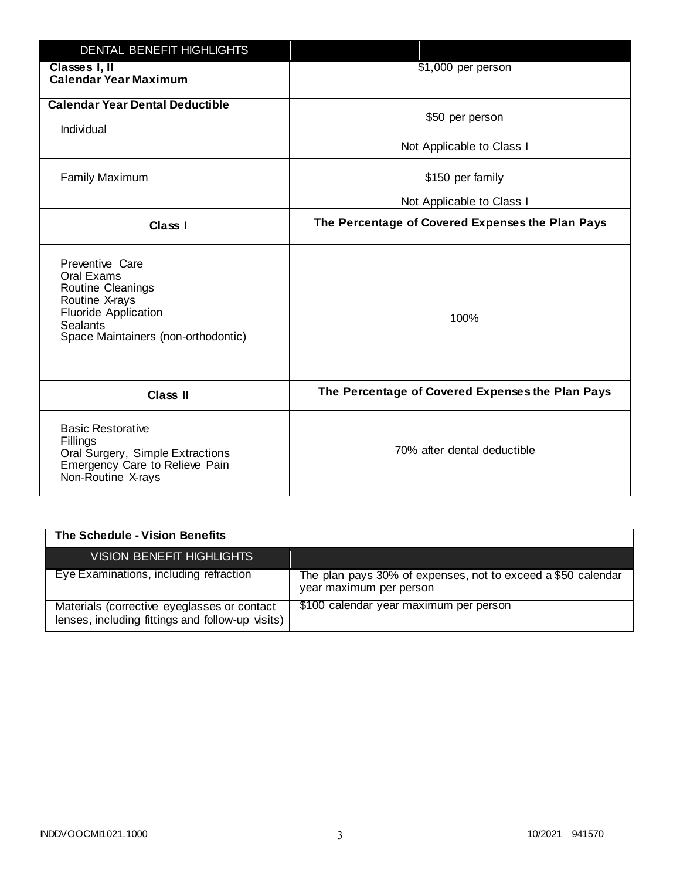| DENTAL BENEFIT HIGHLIGHTS | |
|---|---|
| **Classes I, II Calendar Year Maximum** | $1,000 per person |
| **Calendar Year Dental Deductible** Individual | $50 per person<br>Not Applicable to Class I |
| Family Maximum | $150 per family<br>Not Applicable to Class I |
| **Class I** | **The Percentage of Covered Expenses the Plan Pays** |
| Preventive Care<br>Oral Exams<br>Routine Cleanings<br>Routine X-rays<br>Fluoride Application<br>Sealants<br>Space Maintainers (non-orthodontic) | 100% |
| **Class II** | **The Percentage of Covered Expenses the Plan Pays** |
| Basic Restorative<br>Fillings<br>Oral Surgery, Simple Extractions<br>Emergency Care to Relieve Pain<br>Non-Routine X-rays | 70% after dental deductible |

**The Schedule - Vision Benefits**

| VISION BENEFIT HIGHLIGHTS | |
|---|---|
| Eye Examinations, including refraction | The plan pays 30% of expenses, not to exceed a $50 calendar year maximum per person |
| Materials (corrective eyeglasses or contact lenses, including fittings and follow-up visits) | $100 calendar year maximum per person |

INDDVOOCMI1021.1000 10/2021 941570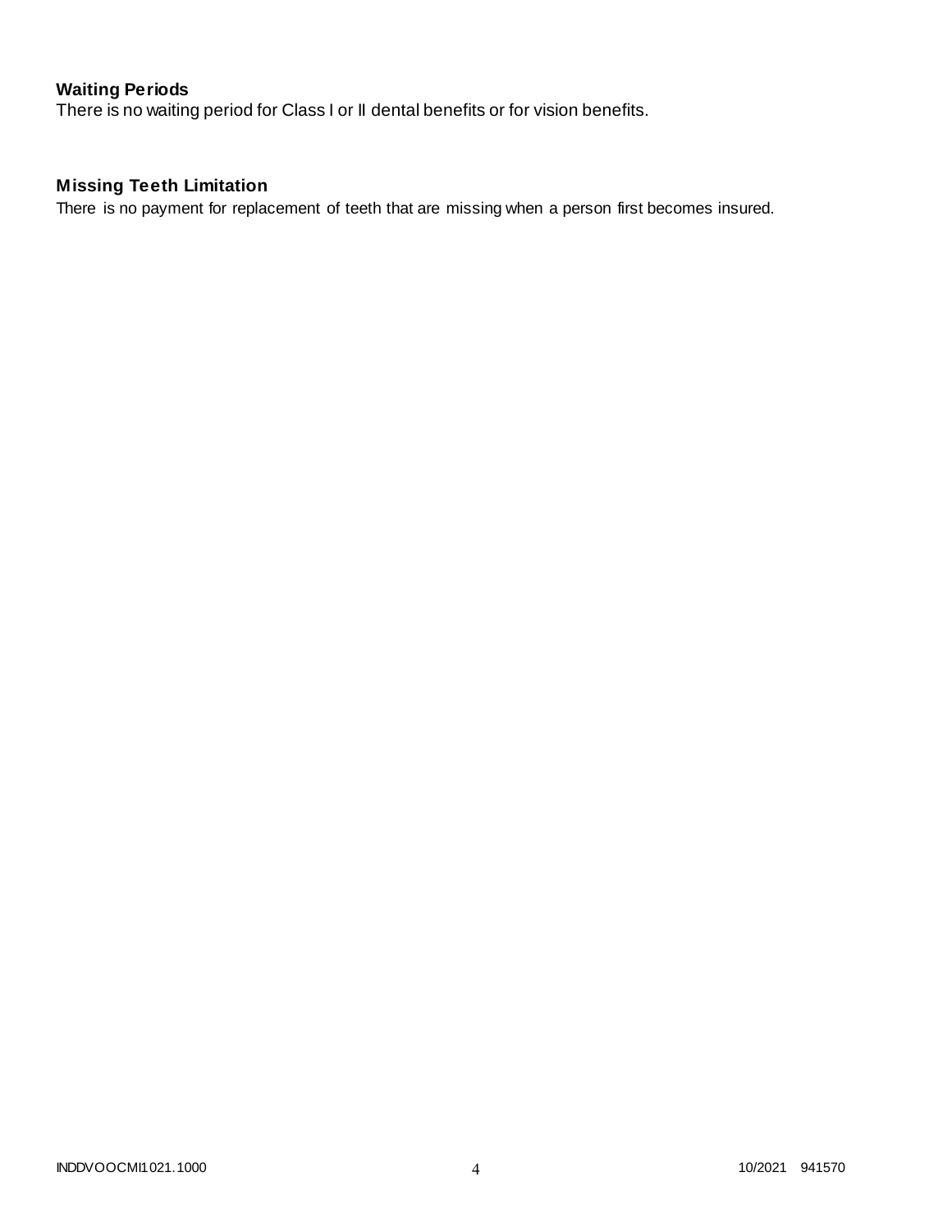### Waiting Periods

There is no waiting period for Class I or II dental benefits or for vision benefits.

### Missing Teeth Limitation

There is no payment for replacement of teeth that are missing when a person first becomes insured.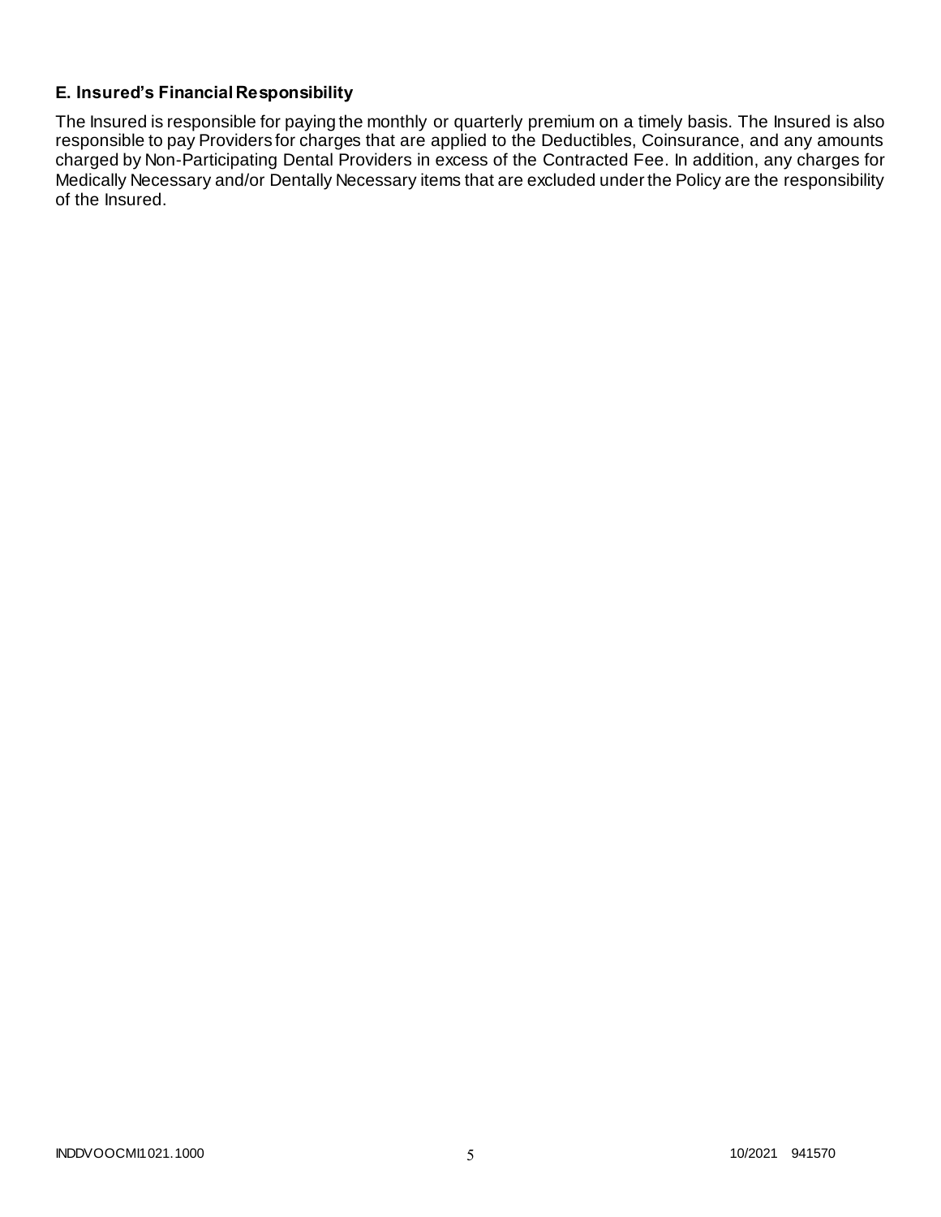### E. Insured's Financial Responsibility

The Insured is responsible for paying the monthly or quarterly premium on a timely basis. The Insured is also responsible to pay Providers for charges that are applied to the Deductibles, Coinsurance, and any amounts charged by Non-Participating Dental Providers in excess of the Contracted Fee. In addition, any charges for Medically Necessary and/or Dentally Necessary items that are excluded under the Policy are the responsibility of the Insured.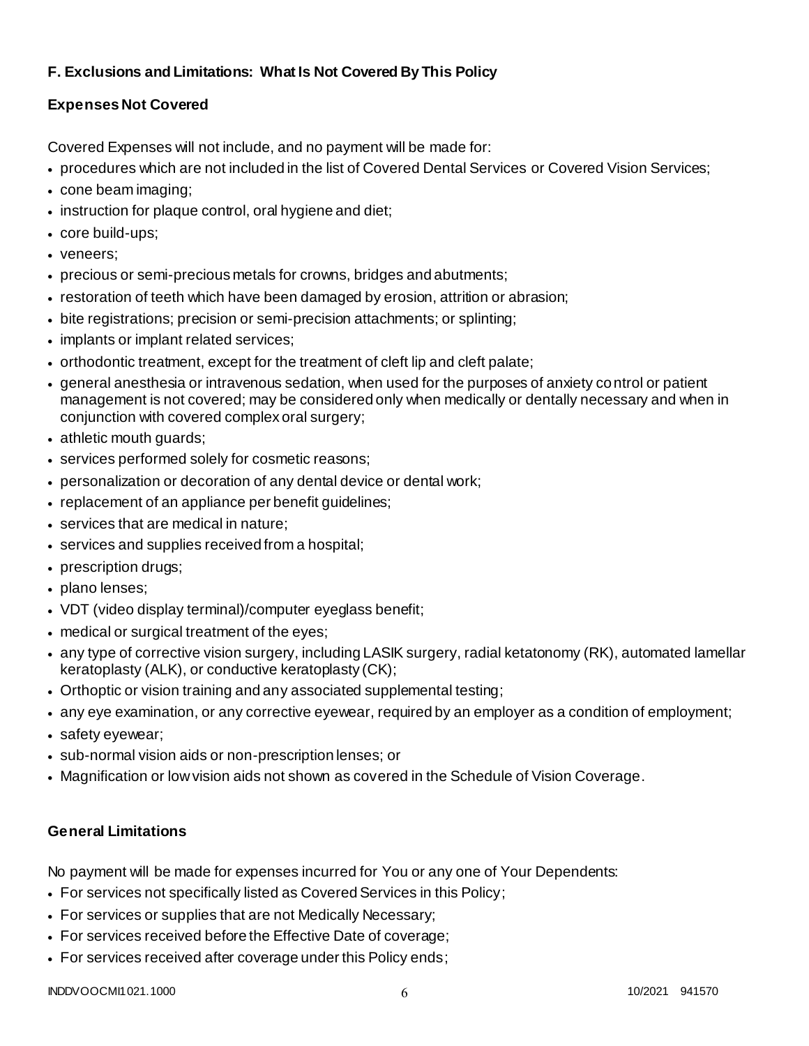### F. Exclusions and Limitations: What Is Not Covered By This Policy

#### Expenses Not Covered

Covered Expenses will not include, and no payment will be made for:

- procedures which are not included in the list of Covered Dental Services or Covered Vision Services;
- cone beam imaging;
- instruction for plaque control, oral hygiene and diet;
- core build-ups;
- veneers;
- precious or semi-precious metals for crowns, bridges and abutments;
- restoration of teeth which have been damaged by erosion, attrition or abrasion;
- bite registrations; precision or semi-precision attachments; or splinting;
- implants or implant related services;
- orthodontic treatment, except for the treatment of cleft lip and cleft palate;
- general anesthesia or intravenous sedation, when used for the purposes of anxiety control or patient management is not covered; may be considered only when medically or dentally necessary and when in conjunction with covered complex oral surgery;
- athletic mouth guards;
- services performed solely for cosmetic reasons;
- personalization or decoration of any dental device or dental work;
- replacement of an appliance per benefit guidelines;
- services that are medical in nature;
- services and supplies received from a hospital;
- prescription drugs;
- plano lenses;
- VDT (video display terminal)/computer eyeglass benefit;
- medical or surgical treatment of the eyes;
- any type of corrective vision surgery, including LASIK surgery, radial ketatonomy (RK), automated lamellar keratoplasty (ALK), or conductive keratoplasty (CK);
- Orthoptic or vision training and any associated supplemental testing;
- any eye examination, or any corrective eyewear, required by an employer as a condition of employment;
- safety eyewear;
- sub-normal vision aids or non-prescription lenses; or
- Magnification or low vision aids not shown as covered in the Schedule of Vision Coverage.

#### General Limitations

No payment will be made for expenses incurred for You or any one of Your Dependents:

- For services not specifically listed as Covered Services in this Policy;
- For services or supplies that are not Medically Necessary;
- For services received before the Effective Date of coverage;
- For services received after coverage under this Policy ends;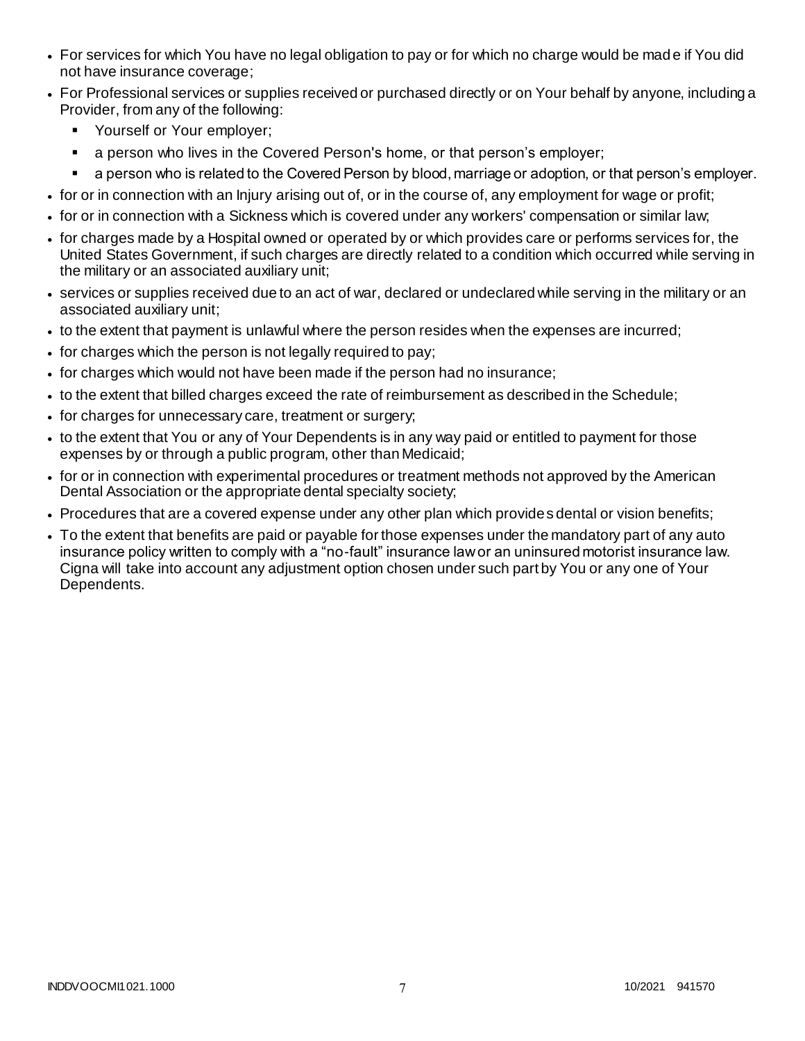- For services for which You have no legal obligation to pay or for which no charge would be made if You did not have insurance coverage;
- For Professional services or supplies received or purchased directly or on Your behalf by anyone, including a Provider, from any of the following:
  - Yourself or Your employer;
  - a person who lives in the Covered Person's home, or that person's employer;
  - a person who is related to the Covered Person by blood, marriage or adoption, or that person's employer.
- for or in connection with an Injury arising out of, or in the course of, any employment for wage or profit;
- for or in connection with a Sickness which is covered under any workers' compensation or similar law;
- for charges made by a Hospital owned or operated by or which provides care or performs services for, the United States Government, if such charges are directly related to a condition which occurred while serving in the military or an associated auxiliary unit;
- services or supplies received due to an act of war, declared or undeclared while serving in the military or an associated auxiliary unit;
- to the extent that payment is unlawful where the person resides when the expenses are incurred;
- for charges which the person is not legally required to pay;
- for charges which would not have been made if the person had no insurance;
- to the extent that billed charges exceed the rate of reimbursement as described in the Schedule;
- for charges for unnecessary care, treatment or surgery;
- to the extent that You or any of Your Dependents is in any way paid or entitled to payment for those expenses by or through a public program, other than Medicaid;
- for or in connection with experimental procedures or treatment methods not approved by the American Dental Association or the appropriate dental specialty society;
- Procedures that are a covered expense under any other plan which provides dental or vision benefits;
- To the extent that benefits are paid or payable for those expenses under the mandatory part of any auto insurance policy written to comply with a "no-fault" insurance law or an uninsured motorist insurance law. Cigna will take into account any adjustment option chosen under such part by You or any one of Your Dependents.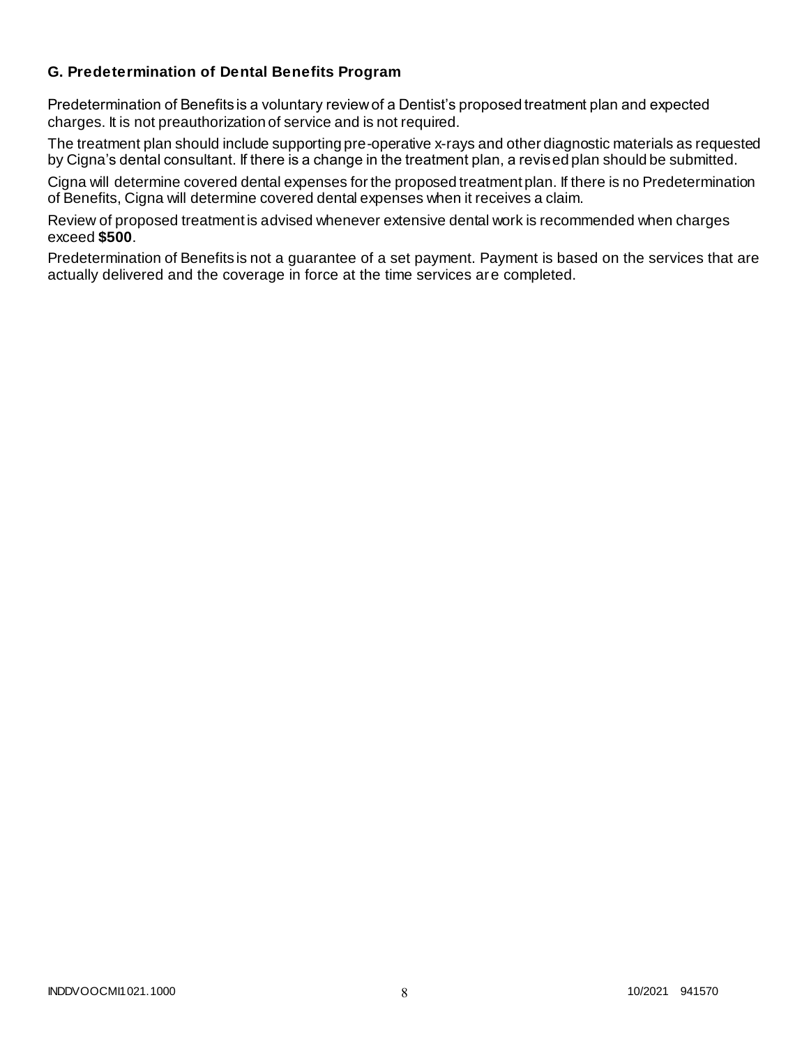### G. Predetermination of Dental Benefits Program

Predetermination of Benefits is a voluntary review of a Dentist's proposed treatment plan and expected charges. It is not preauthorization of service and is not required.

The treatment plan should include supporting pre-operative x-rays and other diagnostic materials as requested by Cigna's dental consultant. If there is a change in the treatment plan, a revised plan should be submitted.

Cigna will determine covered dental expenses for the proposed treatment plan. If there is no Predetermination of Benefits, Cigna will determine covered dental expenses when it receives a claim.

Review of proposed treatment is advised whenever extensive dental work is recommended when charges exceed **$500**.

Predetermination of Benefits is not a guarantee of a set payment. Payment is based on the services that are actually delivered and the coverage in force at the time services are completed.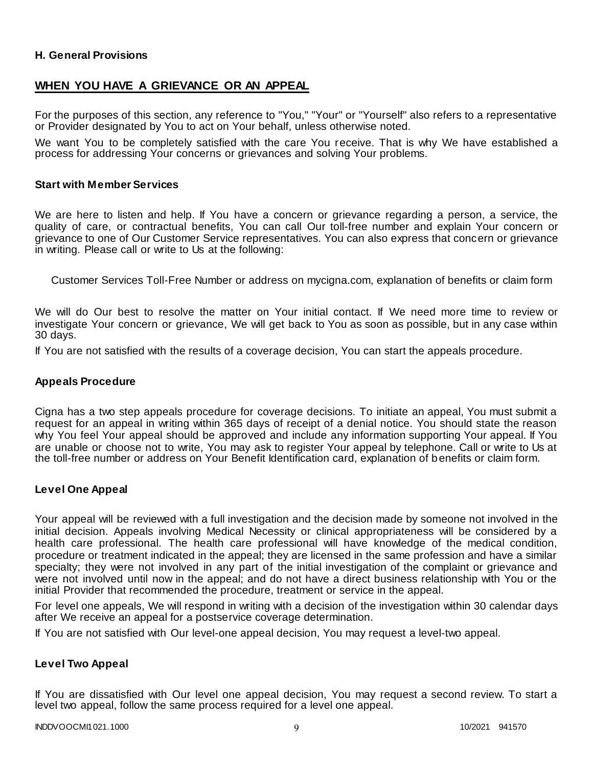**H. General Provisions**

## WHEN YOU HAVE A GRIEVANCE OR AN APPEAL

For the purposes of this section, any reference to "You," "Your" or "Yourself" also refers to a representative or Provider designated by You to act on Your behalf, unless otherwise noted.

We want You to be completely satisfied with the care You receive. That is why We have established a process for addressing Your concerns or grievances and solving Your problems.

### Start with Member Services

We are here to listen and help. If You have a concern or grievance regarding a person, a service, the quality of care, or contractual benefits, You can call Our toll-free number and explain Your concern or grievance to one of Our Customer Service representatives. You can also express that concern or grievance in writing. Please call or write to Us at the following:

Customer Services Toll-Free Number or address on mycigna.com, explanation of benefits or claim form

We will do Our best to resolve the matter on Your initial contact. If We need more time to review or investigate Your concern or grievance, We will get back to You as soon as possible, but in any case within 30 days.

If You are not satisfied with the results of a coverage decision, You can start the appeals procedure.

### Appeals Procedure

Cigna has a two step appeals procedure for coverage decisions. To initiate an appeal, You must submit a request for an appeal in writing within 365 days of receipt of a denial notice. You should state the reason why You feel Your appeal should be approved and include any information supporting Your appeal. If You are unable or choose not to write, You may ask to register Your appeal by telephone. Call or write to Us at the toll-free number or address on Your Benefit Identification card, explanation of benefits or claim form.

### Level One Appeal

Your appeal will be reviewed with a full investigation and the decision made by someone not involved in the initial decision. Appeals involving Medical Necessity or clinical appropriateness will be considered by a health care professional. The health care professional will have knowledge of the medical condition, procedure or treatment indicated in the appeal; they are licensed in the same profession and have a similar specialty; they were not involved in any part of the initial investigation of the complaint or grievance and were not involved until now in the appeal; and do not have a direct business relationship with You or the initial Provider that recommended the procedure, treatment or service in the appeal.

For level one appeals, We will respond in writing with a decision of the investigation within 30 calendar days after We receive an appeal for a postservice coverage determination.

If You are not satisfied with Our level-one appeal decision, You may request a level-two appeal.

### Level Two Appeal

If You are dissatisfied with Our level one appeal decision, You may request a second review. To start a level two appeal, follow the same process required for a level one appeal.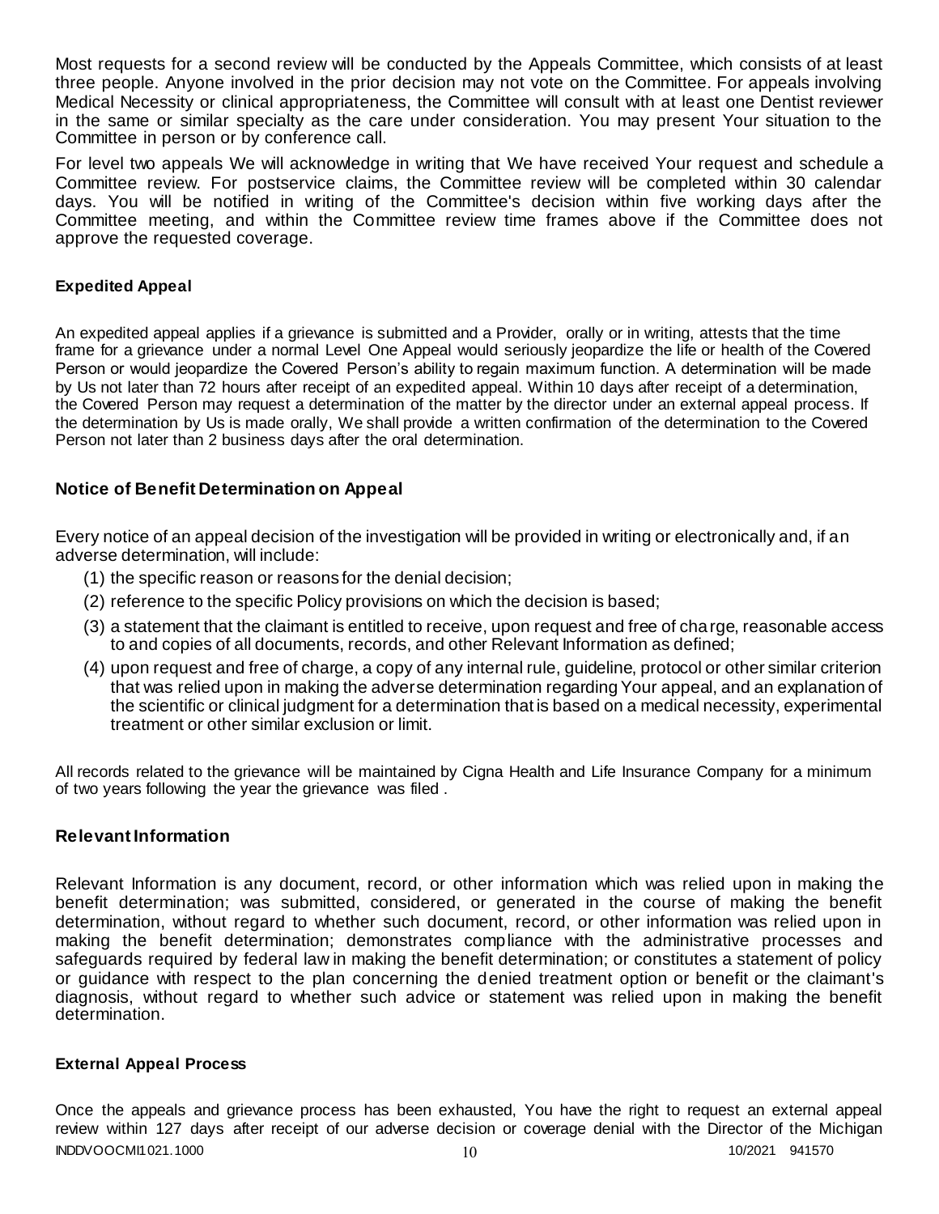Most requests for a second review will be conducted by the Appeals Committee, which consists of at least three people. Anyone involved in the prior decision may not vote on the Committee. For appeals involving Medical Necessity or clinical appropriateness, the Committee will consult with at least one Dentist reviewer in the same or similar specialty as the care under consideration. You may present Your situation to the Committee in person or by conference call.

For level two appeals We will acknowledge in writing that We have received Your request and schedule a Committee review. For postservice claims, the Committee review will be completed within 30 calendar days. You will be notified in writing of the Committee's decision within five working days after the Committee meeting, and within the Committee review time frames above if the Committee does not approve the requested coverage.

#### Expedited Appeal

An expedited appeal applies if a grievance is submitted and a Provider, orally or in writing, attests that the time frame for a grievance under a normal Level One Appeal would seriously jeopardize the life or health of the Covered Person or would jeopardize the Covered Person's ability to regain maximum function. A determination will be made by Us not later than 72 hours after receipt of an expedited appeal. Within 10 days after receipt of a determination, the Covered Person may request a determination of the matter by the director under an external appeal process. If the determination by Us is made orally, We shall provide a written confirmation of the determination to the Covered Person not later than 2 business days after the oral determination.

### Notice of Benefit Determination on Appeal

Every notice of an appeal decision of the investigation will be provided in writing or electronically and, if an adverse determination, will include:

(1) the specific reason or reasons for the denial decision;
(2) reference to the specific Policy provisions on which the decision is based;
(3) a statement that the claimant is entitled to receive, upon request and free of charge, reasonable access to and copies of all documents, records, and other Relevant Information as defined;
(4) upon request and free of charge, a copy of any internal rule, guideline, protocol or other similar criterion that was relied upon in making the adverse determination regarding Your appeal, and an explanation of the scientific or clinical judgment for a determination that is based on a medical necessity, experimental treatment or other similar exclusion or limit.

All records related to the grievance will be maintained by Cigna Health and Life Insurance Company for a minimum of two years following the year the grievance was filed .

### Relevant Information

Relevant Information is any document, record, or other information which was relied upon in making the benefit determination; was submitted, considered, or generated in the course of making the benefit determination, without regard to whether such document, record, or other information was relied upon in making the benefit determination; demonstrates compliance with the administrative processes and safeguards required by federal law in making the benefit determination; or constitutes a statement of policy or guidance with respect to the plan concerning the denied treatment option or benefit or the claimant's diagnosis, without regard to whether such advice or statement was relied upon in making the benefit determination.

#### External Appeal Process

Once the appeals and grievance process has been exhausted, You have the right to request an external appeal review within 127 days after receipt of our adverse decision or coverage denial with the Director of the Michigan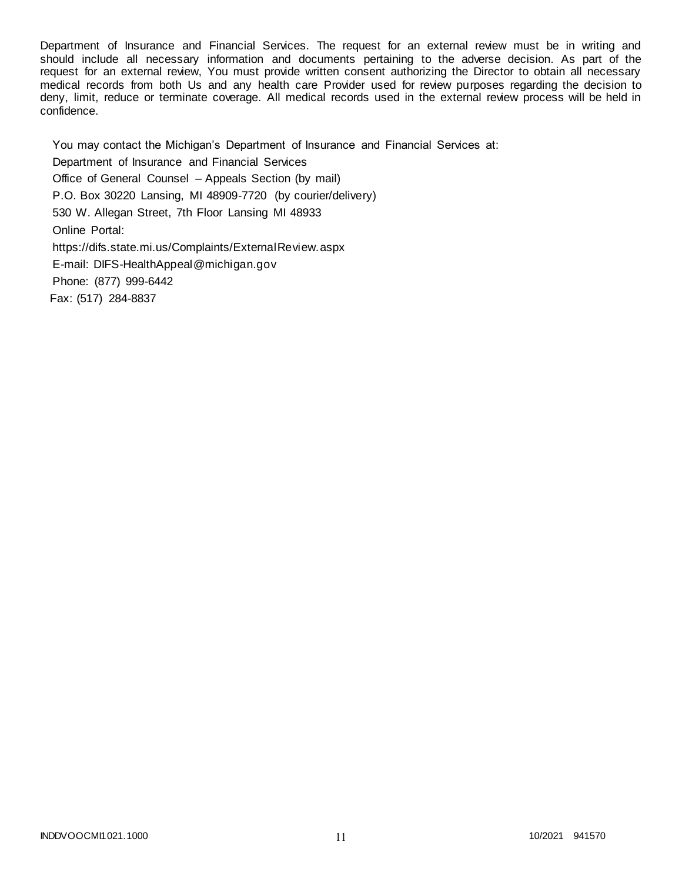Department of Insurance and Financial Services. The request for an external review must be in writing and should include all necessary information and documents pertaining to the adverse decision. As part of the request for an external review, You must provide written consent authorizing the Director to obtain all necessary medical records from both Us and any health care Provider used for review purposes regarding the decision to deny, limit, reduce or terminate coverage. All medical records used in the external review process will be held in confidence.

You may contact the Michigan's Department of Insurance and Financial Services at:
Department of Insurance and Financial Services
Office of General Counsel – Appeals Section (by mail)
P.O. Box 30220 Lansing, MI 48909-7720 (by courier/delivery)
530 W. Allegan Street, 7th Floor Lansing MI 48933
Online Portal:
https://difs.state.mi.us/Complaints/ExternalReview.aspx
E-mail: DIFS-HealthAppeal@michigan.gov
Phone: (877) 999-6442
Fax: (517) 284-8837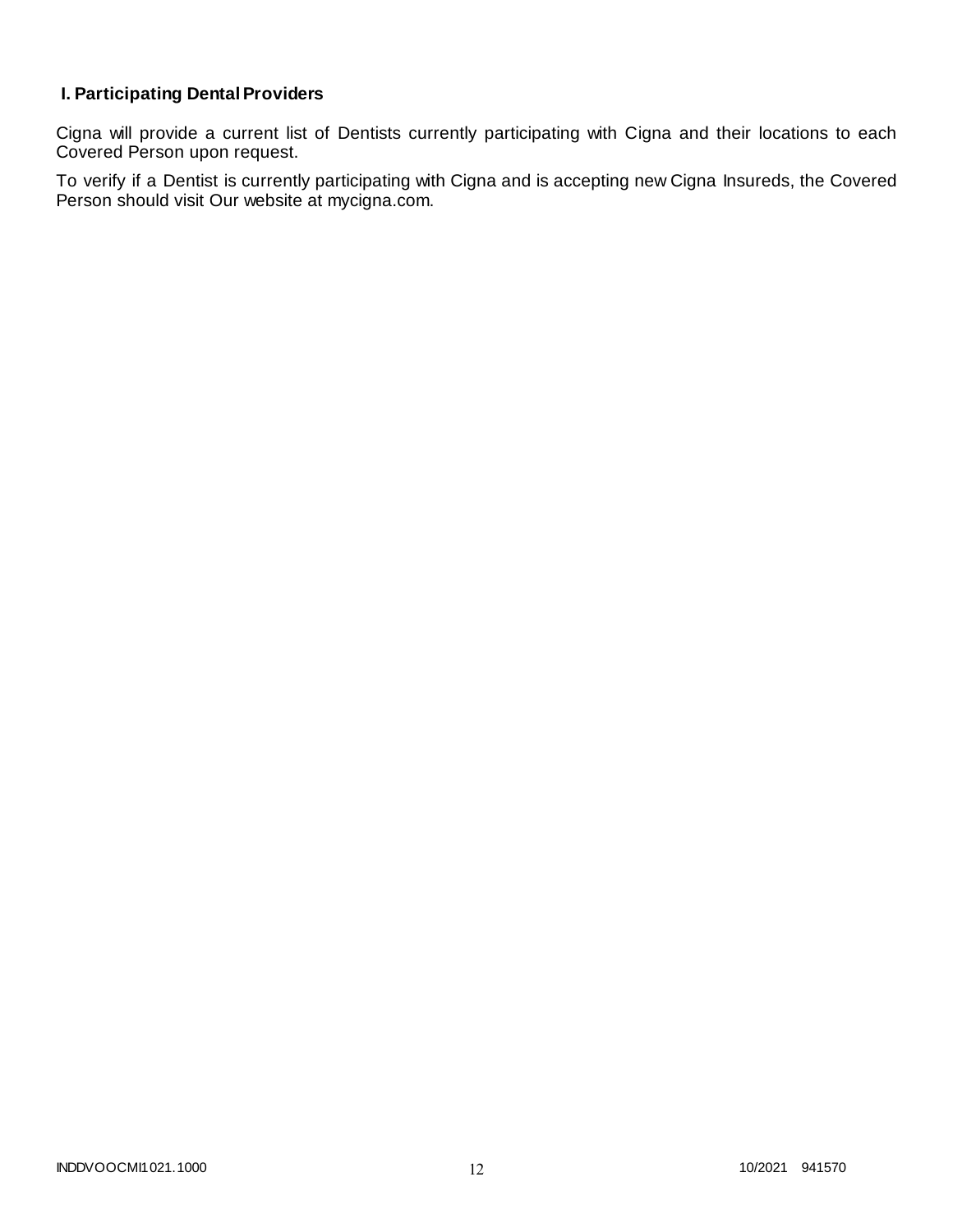### I. Participating Dental Providers

Cigna will provide a current list of Dentists currently participating with Cigna and their locations to each Covered Person upon request.

To verify if a Dentist is currently participating with Cigna and is accepting new Cigna Insureds, the Covered Person should visit Our website at mycigna.com.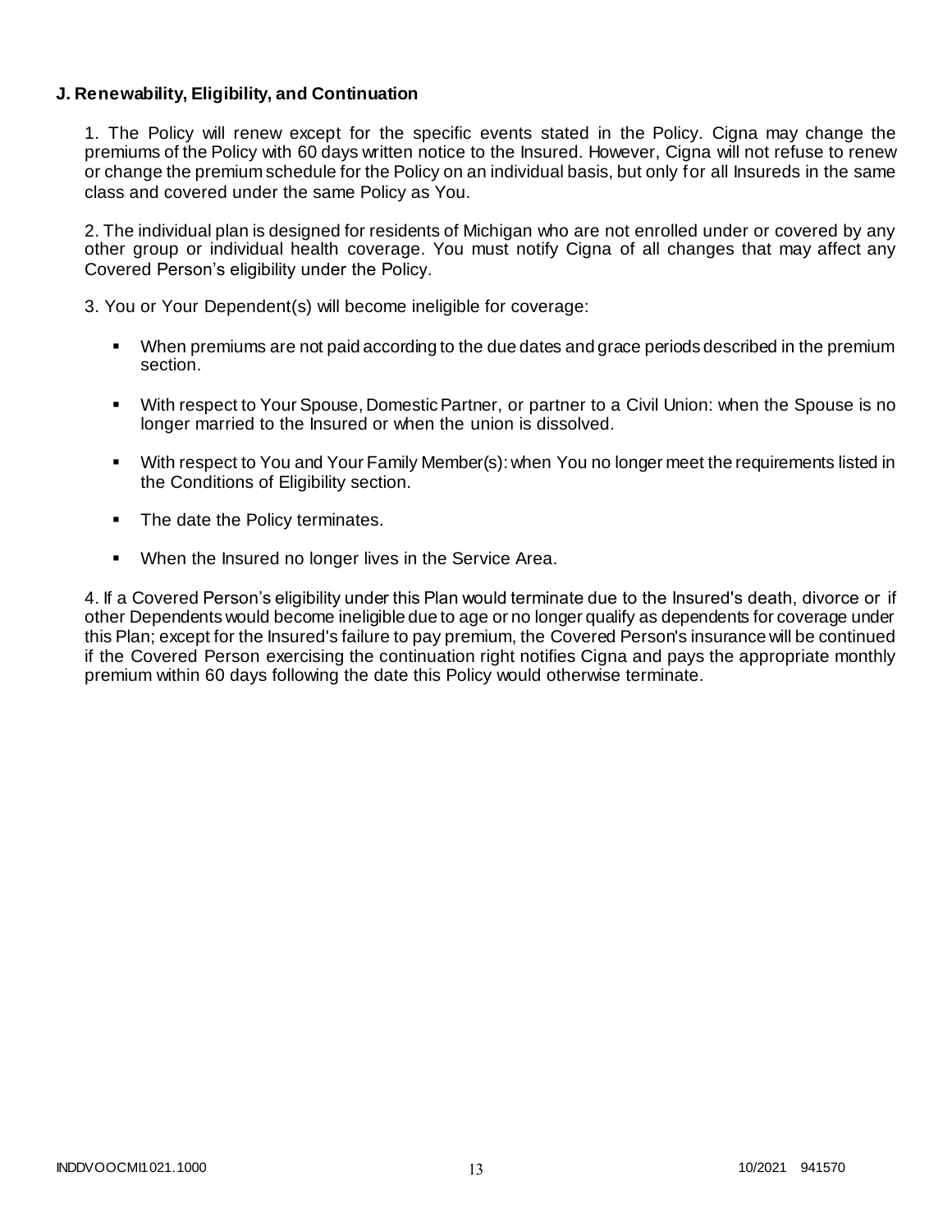**J. Renewability, Eligibility, and Continuation**

1. The Policy will renew except for the specific events stated in the Policy. Cigna may change the premiums of the Policy with 60 days written notice to the Insured. However, Cigna will not refuse to renew or change the premium schedule for the Policy on an individual basis, but only for all Insureds in the same class and covered under the same Policy as You.

2. The individual plan is designed for residents of Michigan who are not enrolled under or covered by any other group or individual health coverage. You must notify Cigna of all changes that may affect any Covered Person's eligibility under the Policy.

3. You or Your Dependent(s) will become ineligible for coverage:

- When premiums are not paid according to the due dates and grace periods described in the premium section.
- With respect to Your Spouse, Domestic Partner, or partner to a Civil Union: when the Spouse is no longer married to the Insured or when the union is dissolved.
- With respect to You and Your Family Member(s): when You no longer meet the requirements listed in the Conditions of Eligibility section.
- The date the Policy terminates.
- When the Insured no longer lives in the Service Area.

4. If a Covered Person's eligibility under this Plan would terminate due to the Insured's death, divorce or if other Dependents would become ineligible due to age or no longer qualify as dependents for coverage under this Plan; except for the Insured's failure to pay premium, the Covered Person's insurance will be continued if the Covered Person exercising the continuation right notifies Cigna and pays the appropriate monthly premium within 60 days following the date this Policy would otherwise terminate.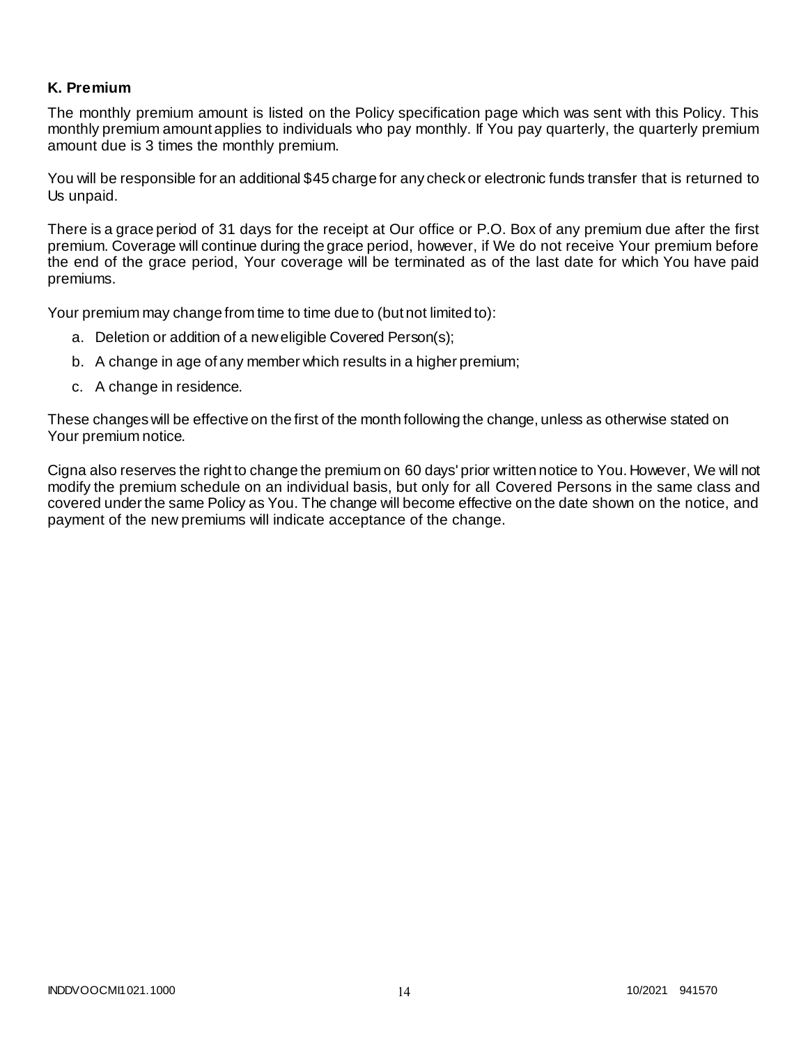**K. Premium**

The monthly premium amount is listed on the Policy specification page which was sent with this Policy. This monthly premium amount applies to individuals who pay monthly. If You pay quarterly, the quarterly premium amount due is 3 times the monthly premium.

You will be responsible for an additional $45 charge for any check or electronic funds transfer that is returned to Us unpaid.

There is a grace period of 31 days for the receipt at Our office or P.O. Box of any premium due after the first premium. Coverage will continue during the grace period, however, if We do not receive Your premium before the end of the grace period, Your coverage will be terminated as of the last date for which You have paid premiums.

Your premium may change from time to time due to (but not limited to):

a. Deletion or addition of a new eligible Covered Person(s);
b. A change in age of any member which results in a higher premium;
c. A change in residence.

These changes will be effective on the first of the month following the change, unless as otherwise stated on Your premium notice.

Cigna also reserves the right to change the premium on 60 days' prior written notice to You. However, We will not modify the premium schedule on an individual basis, but only for all Covered Persons in the same class and covered under the same Policy as You. The change will become effective on the date shown on the notice, and payment of the new premiums will indicate acceptance of the change.